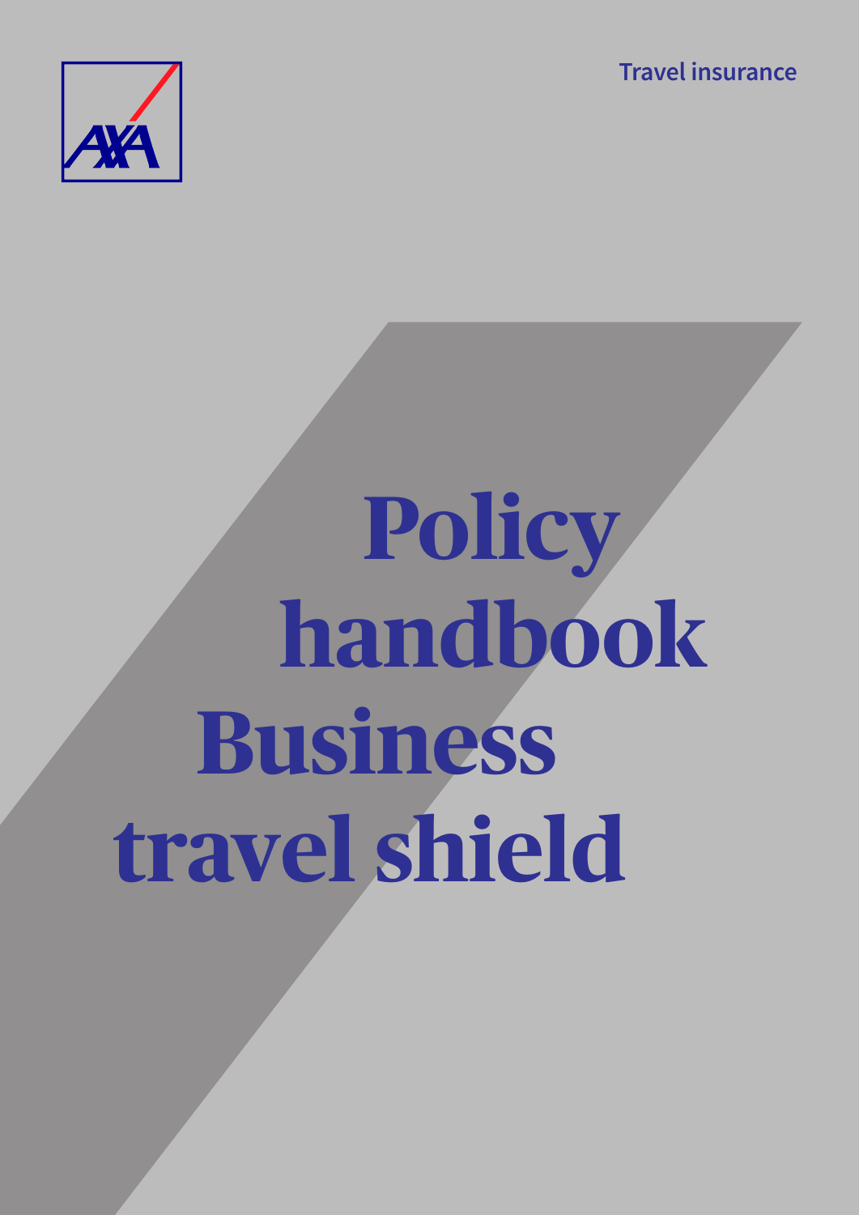Travel insurance

# Policy handbook Business travel shield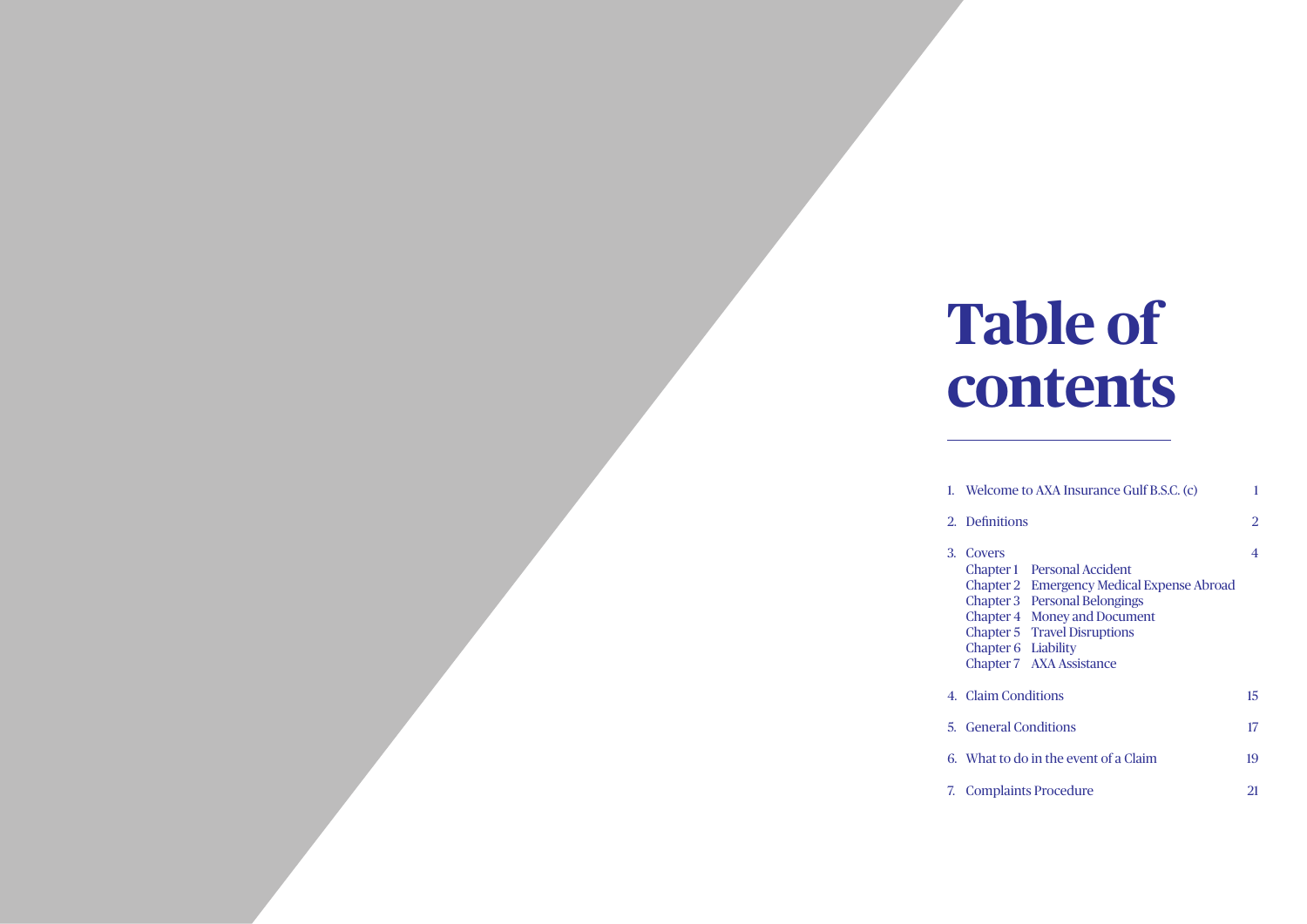# Table of contents

| | | |
|---|---|---|
| 1. | Welcome to AXA Insurance Gulf B.S.C. (c) | 1 |
| 2. | Definitions | 2 |
| 3. | Covers<br>Chapter 1 Personal Accident<br>Chapter 2 Emergency Medical Expense Abroad<br>Chapter 3 Personal Belongings<br>Chapter 4 Money and Document<br>Chapter 5 Travel Disruptions<br>Chapter 6 Liability<br>Chapter 7 AXA Assistance | 4 |
| 4. | Claim Conditions | 15 |
| 5. | General Conditions | 17 |
| 6. | What to do in the event of a Claim | 19 |
| 7. | Complaints Procedure | 21 |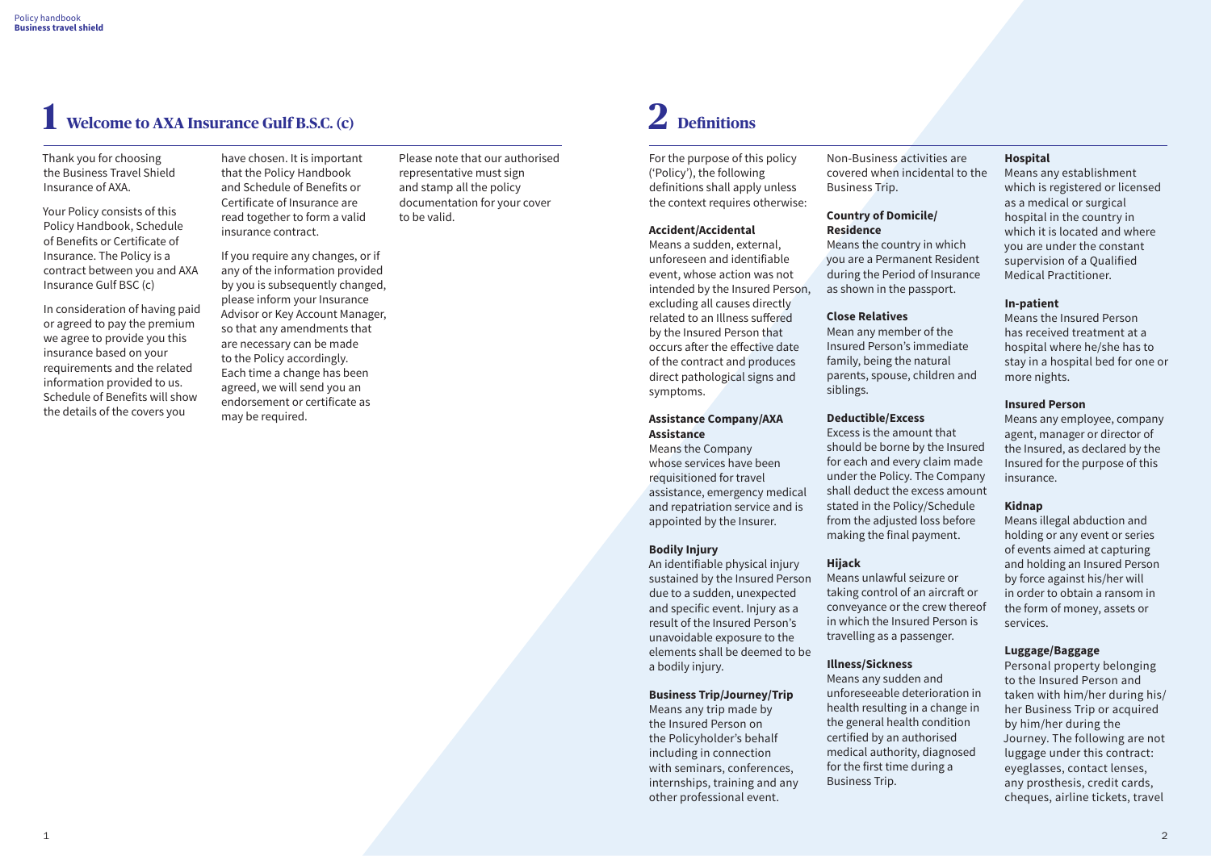# 1 Welcome to AXA Insurance Gulf B.S.C. (c)

Thank you for choosing the Business Travel Shield Insurance of AXA.

Your Policy consists of this Policy Handbook, Schedule of Benefits or Certificate of Insurance. The Policy is a contract between you and AXA Insurance Gulf BSC (c)

In consideration of having paid or agreed to pay the premium we agree to provide you this insurance based on your requirements and the related information provided to us. Schedule of Benefits will show the details of the covers you have chosen. It is important that the Policy Handbook and Schedule of Benefits or Certificate of Insurance are read together to form a valid insurance contract.

If you require any changes, or if any of the information provided by you is subsequently changed, please inform your Insurance Advisor or Key Account Manager, so that any amendments that are necessary can be made to the Policy accordingly. Each time a change has been agreed, we will send you an endorsement or certificate as may be required.

Please note that our authorised representative must sign and stamp all the policy documentation for your cover to be valid.

# 2 Definitions

For the purpose of this policy ('Policy'), the following definitions shall apply unless the context requires otherwise:

**Accident/Accidental**
Means a sudden, external, unforeseen and identifiable event, whose action was not intended by the Insured Person, excluding all causes directly related to an Illness suffered by the Insured Person that occurs after the effective date of the contract and produces direct pathological signs and symptoms.

**Assistance Company/AXA Assistance**
Means the Company whose services have been requisitioned for travel assistance, emergency medical and repatriation service and is appointed by the Insurer.

**Bodily Injury**
An identifiable physical injury sustained by the Insured Person due to a sudden, unexpected and specific event. Injury as a result of the Insured Person's unavoidable exposure to the elements shall be deemed to be a bodily injury.

**Business Trip/Journey/Trip**
Means any trip made by the Insured Person on the Policyholder's behalf including in connection with seminars, conferences, internships, training and any other professional event.

Non-Business activities are covered when incidental to the Business Trip.

**Country of Domicile/Residence**
Means the country in which you are a Permanent Resident during the Period of Insurance as shown in the passport.

**Close Relatives**
Mean any member of the Insured Person's immediate family, being the natural parents, spouse, children and siblings.

**Deductible/Excess**
Excess is the amount that should be borne by the Insured for each and every claim made under the Policy. The Company shall deduct the excess amount stated in the Policy/Schedule from the adjusted loss before making the final payment.

**Hijack**
Means unlawful seizure or taking control of an aircraft or conveyance or the crew thereof in which the Insured Person is travelling as a passenger.

**Illness/Sickness**
Means any sudden and unforeseeable deterioration in health resulting in a change in the general health condition certified by an authorised medical authority, diagnosed for the first time during a Business Trip.

**Hospital**
Means any establishment which is registered or licensed as a medical or surgical hospital in the country in which it is located and where you are under the constant supervision of a Qualified Medical Practitioner.

**In-patient**
Means the Insured Person has received treatment at a hospital where he/she has to stay in a hospital bed for one or more nights.

**Insured Person**
Means any employee, company agent, manager or director of the Insured, as declared by the Insured for the purpose of this insurance.

**Kidnap**
Means illegal abduction and holding or any event or series of events aimed at capturing and holding an Insured Person by force against his/her will in order to obtain a ransom in the form of money, assets or services.

**Luggage/Baggage**
Personal property belonging to the Insured Person and taken with him/her during his/her Business Trip or acquired by him/her during the Journey. The following are not luggage under this contract: eyeglasses, contact lenses, any prosthesis, credit cards, cheques, airline tickets, travel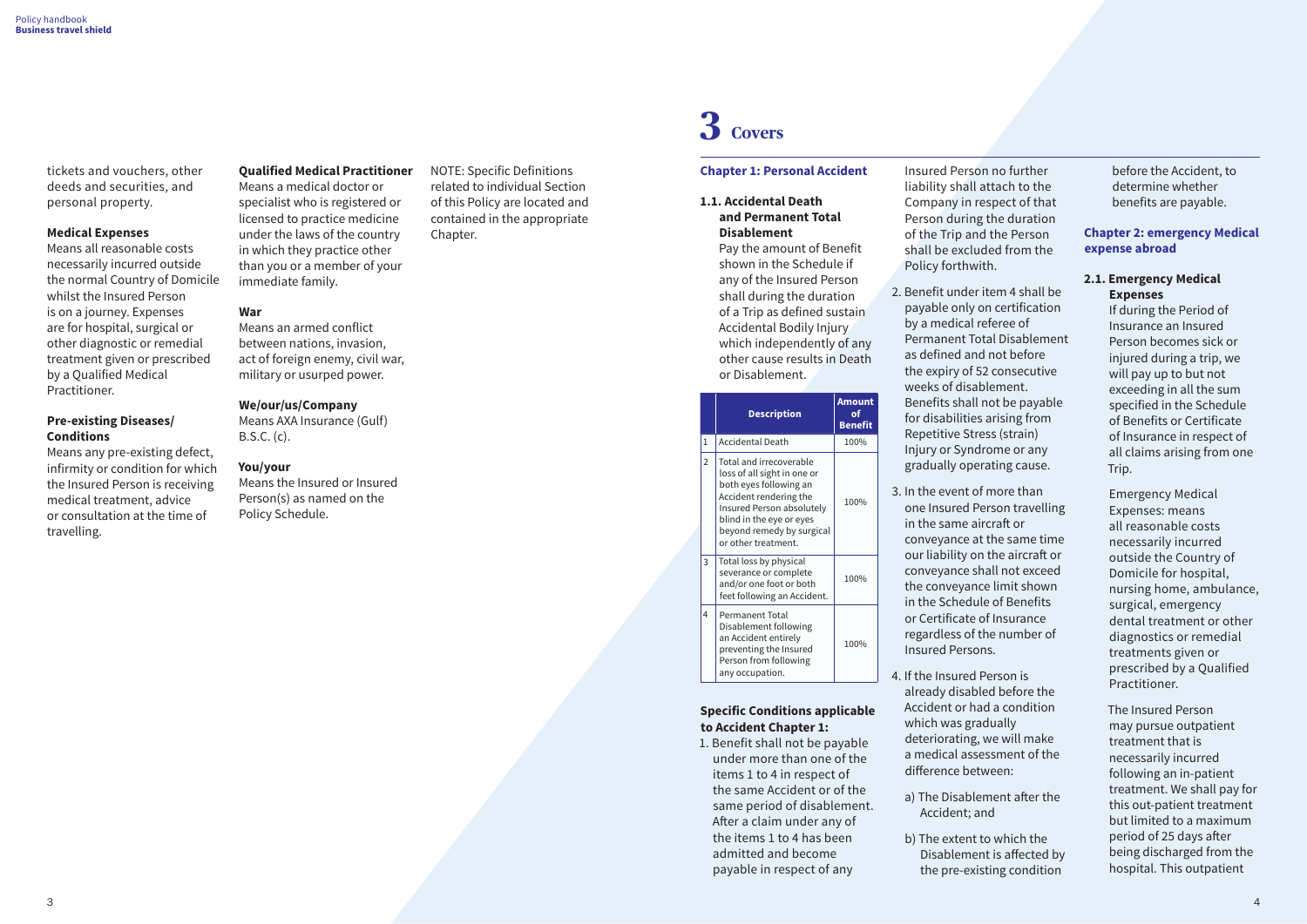tickets and vouchers, other deeds and securities, and personal property.

**Medical Expenses**
Means all reasonable costs necessarily incurred outside the normal Country of Domicile whilst the Insured Person is on a journey. Expenses are for hospital, surgical or other diagnostic or remedial treatment given or prescribed by a Qualified Medical Practitioner.

**Pre-existing Diseases/ Conditions**
Means any pre-existing defect, infirmity or condition for which the Insured Person is receiving medical treatment, advice or consultation at the time of travelling.

**Qualified Medical Practitioner**
Means a medical doctor or specialist who is registered or licensed to practice medicine under the laws of the country in which they practice other than you or a member of your immediate family.

**War**
Means an armed conflict between nations, invasion, act of foreign enemy, civil war, military or usurped power.

**We/our/us/Company**
Means AXA Insurance (Gulf) B.S.C. (c).

**You/your**
Means the Insured or Insured Person(s) as named on the Policy Schedule.

NOTE: Specific Definitions related to individual Section of this Policy are located and contained in the appropriate Chapter.

# 3 Covers

## Chapter 1: Personal Accident

### 1.1. Accidental Death and Permanent Total Disablement

Pay the amount of Benefit shown in the Schedule if any of the Insured Person shall during the duration of a Trip as defined sustain Accidental Bodily Injury which independently of any other cause results in Death or Disablement.

| | Description | Amount of Benefit |
|---|---|---|
| 1 | Accidental Death | 100% |
| 2 | Total and irrecoverable loss of all sight in one or both eyes following an Accident rendering the Insured Person absolutely blind in the eye or eyes beyond remedy by surgical or other treatment. | 100% |
| 3 | Total loss by physical severance or complete and/or one foot or both feet following an Accident. | 100% |
| 4 | Permanent Total Disablement following an Accident entirely preventing the Insured Person from following any occupation. | 100% |

**Specific Conditions applicable to Accident Chapter 1:**

1. Benefit shall not be payable under more than one of the items 1 to 4 in respect of the same Accident or of the same period of disablement. After a claim under any of the items 1 to 4 has been admitted and become payable in respect of any Insured Person no further liability shall attach to the Company in respect of that Person during the duration of the Trip and the Person shall be excluded from the Policy forthwith.
2. Benefit under item 4 shall be payable only on certification by a medical referee of Permanent Total Disablement as defined and not before the expiry of 52 consecutive weeks of disablement. Benefits shall not be payable for disabilities arising from Repetitive Stress (strain) Injury or Syndrome or any gradually operating cause.
3. In the event of more than one Insured Person travelling in the same aircraft or conveyance at the same time our liability on the aircraft or conveyance shall not exceed the conveyance limit shown in the Schedule of Benefits or Certificate of Insurance regardless of the number of Insured Persons.
4. If the Insured Person is already disabled before the Accident or had a condition which was gradually deteriorating, we will make a medical assessment of the difference between:
   a) The Disablement after the Accident; and
   b) The extent to which the Disablement is affected by the pre-existing condition before the Accident, to determine whether benefits are payable.

## Chapter 2: emergency Medical expense abroad

### 2.1. Emergency Medical Expenses

If during the Period of Insurance an Insured Person becomes sick or injured during a trip, we will pay up to but not exceeding in all the sum specified in the Schedule of Benefits or Certificate of Insurance in respect of all claims arising from one Trip.

Emergency Medical Expenses: means all reasonable costs necessarily incurred outside the Country of Domicile for hospital, nursing home, ambulance, surgical, emergency dental treatment or other diagnostics or remedial treatments given or prescribed by a Qualified Medical Practitioner.

The Insured Person may pursue outpatient treatment that is necessarily incurred following an in-patient treatment. We shall pay for this out-patient treatment but limited to a maximum period of 25 days after being discharged from the hospital. This outpatient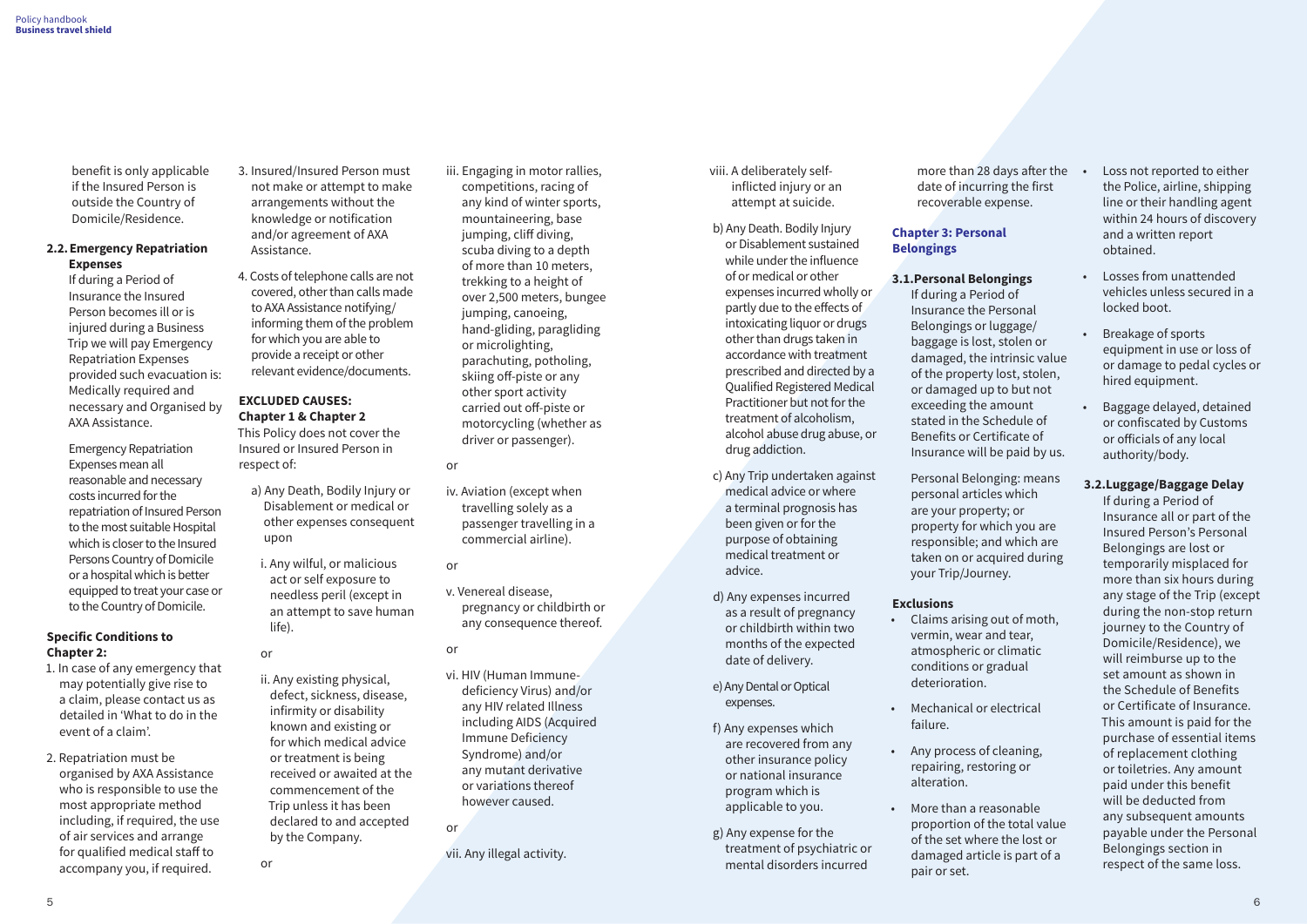benefit is only applicable if the Insured Person is outside the Country of Domicile/Residence.

**2.2. Emergency Repatriation Expenses**

If during a Period of Insurance the Insured Person becomes ill or is injured during a Business Trip we will pay Emergency Repatriation Expenses provided such evacuation is: Medically required and necessary and Organised by AXA Assistance.

Emergency Repatriation Expenses mean all reasonable and necessary costs incurred for the repatriation of Insured Person to the most suitable Hospital which is closer to the Insured Persons Country of Domicile or a hospital which is better equipped to treat your case or to the Country of Domicile.

**Specific Conditions to Chapter 2:**

1. In case of any emergency that may potentially give rise to a claim, please contact us as detailed in 'What to do in the event of a claim'.
2. Repatriation must be organised by AXA Assistance who is responsible to use the most appropriate method including, if required, the use of air services and arrange for qualified medical staff to accompany you, if required.
3. Insured/Insured Person must not make or attempt to make arrangements without the knowledge or notification and/or agreement of AXA Assistance.
4. Costs of telephone calls are not covered, other than calls made to AXA Assistance notifying/informing them of the problem for which you are able to provide a receipt or other relevant evidence/documents.

**EXCLUDED CAUSES: Chapter 1 & Chapter 2**

This Policy does not cover the Insured or Insured Person in respect of:

a) Any Death, Bodily Injury or Disablement or medical or other expenses consequent upon

i. Any wilful, or malicious act or self exposure to needless peril (except in an attempt to save human life).

or

ii. Any existing physical, defect, sickness, disease, infirmity or disability known and existing or for which medical advice or treatment is being received or awaited at the commencement of the Trip unless it has been declared to and accepted by the Company.

or

iii. Engaging in motor rallies, competitions, racing of any kind of winter sports, mountaineering, base jumping, cliff diving, scuba diving to a depth of more than 10 meters, trekking to a height of over 2,500 meters, bungee jumping, canoeing, hand-gliding, paragliding or microlighting, parachuting, potholing, skiing off-piste or any other sport activity carried out off-piste or motorcycling (whether as driver or passenger).

or

iv. Aviation (except when travelling solely as a passenger travelling in a commercial airline).

or

v. Venereal disease, pregnancy or childbirth or any consequence thereof.

or

vi. HIV (Human Immune-deficiency Virus) and/or any HIV related Illness including AIDS (Acquired Immune Deficiency Syndrome) and/or any mutant derivative or variations thereof however caused.

or

vii. Any illegal activity.

viii. A deliberately self-inflicted injury or an attempt at suicide.

b) Any Death. Bodily Injury or Disablement sustained while under the influence of or medical or other expenses incurred wholly or partly due to the effects of intoxicating liquor or drugs other than drugs taken in accordance with treatment prescribed and directed by a Qualified Registered Medical Practitioner but not for the treatment of alcoholism, alcohol abuse drug abuse, or drug addiction.

c) Any Trip undertaken against medical advice or where a terminal prognosis has been given or for the purpose of obtaining medical treatment or advice.

d) Any expenses incurred as a result of pregnancy or childbirth within two months of the expected date of delivery.

e) Any Dental or Optical expenses.

f) Any expenses which are recovered from any other insurance policy or national insurance program which is applicable to you.

g) Any expense for the treatment of psychiatric or mental disorders incurred more than 28 days after the date of incurring the first recoverable expense.

## Chapter 3: Personal Belongings

**3.1. Personal Belongings**

If during a Period of Insurance the Personal Belongings or luggage/baggage is lost, stolen or damaged, the intrinsic value of the property lost, stolen, or damaged up to but not exceeding the amount stated in the Schedule of Benefits or Certificate of Insurance will be paid by us.

Personal Belonging: means personal articles which are your property; or property for which you are responsible; and which are taken on or acquired during your Trip/Journey.

**Exclusions**

- Claims arising out of moth, vermin, wear and tear, atmospheric or climatic conditions or gradual deterioration.
- Mechanical or electrical failure.
- Any process of cleaning, repairing, restoring or alteration.
- More than a reasonable proportion of the total value of the set where the lost or damaged article is part of a pair or set.
- Loss not reported to either the Police, airline, shipping line or their handling agent within 24 hours of discovery and a written report obtained.
- Losses from unattended vehicles unless secured in a locked boot.
- Breakage of sports equipment in use or loss of or damage to pedal cycles or hired equipment.
- Baggage delayed, detained or confiscated by Customs or officials of any local authority/body.

**3.2. Luggage/Baggage Delay**

If during a Period of Insurance all or part of the Insured Person's Personal Belongings are lost or temporarily misplaced for more than six hours during any stage of the Trip (except during the non-stop return journey to the Country of Domicile/Residence), we will reimburse up to the set amount as shown in the Schedule of Benefits or Certificate of Insurance. This amount is paid for the purchase of essential items of replacement clothing or toiletries. Any amount paid under this benefit will be deducted from any subsequent amounts payable under the Personal Belongings section in respect of the same loss.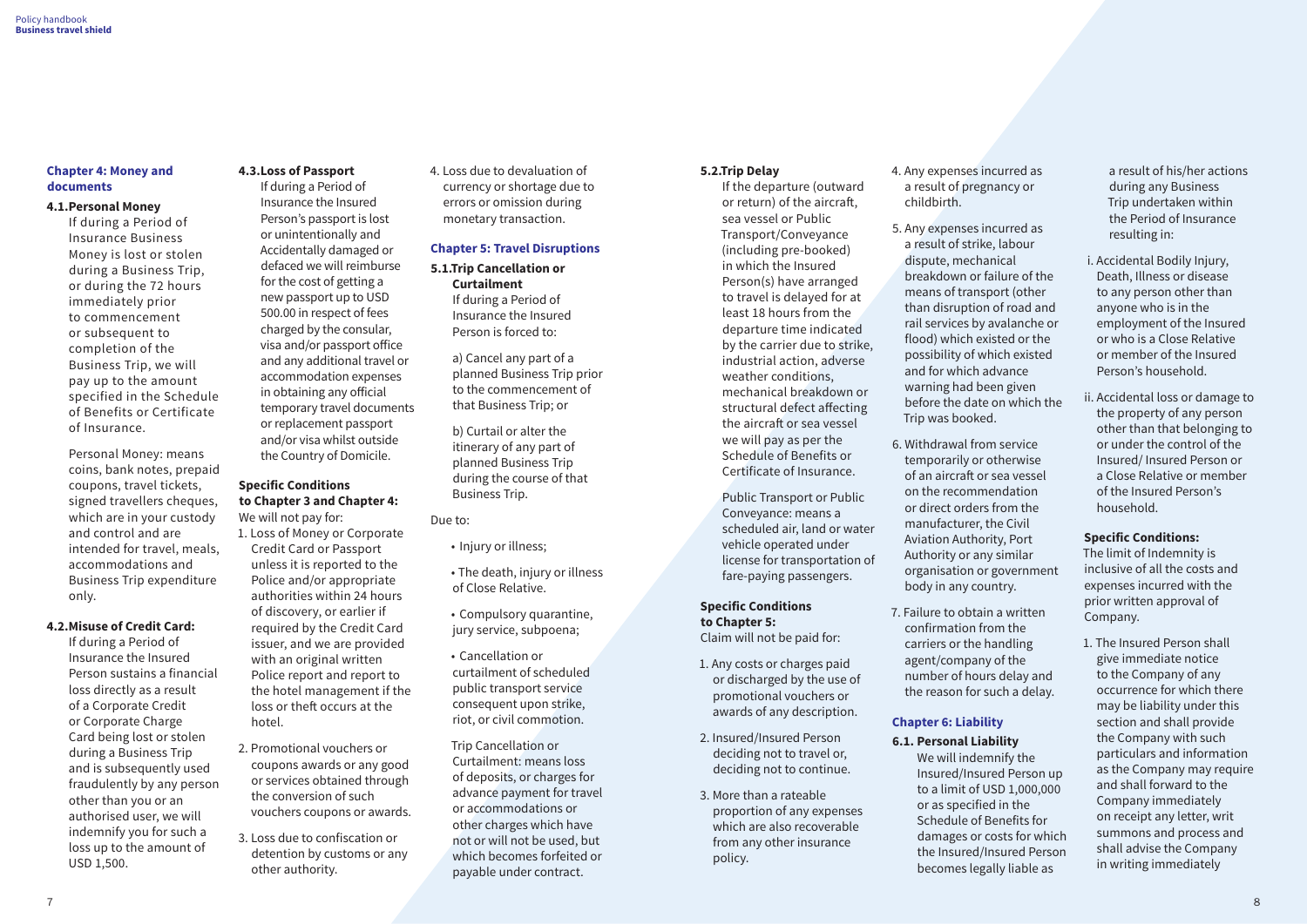## Chapter 4: Money and documents

### 4.1.Personal Money

If during a Period of Insurance Business Money is lost or stolen during a Business Trip, or during the 72 hours immediately prior to commencement or subsequent to completion of the Business Trip, we will pay up to the amount specified in the Schedule of Benefits or Certificate of Insurance.

Personal Money: means coins, bank notes, prepaid coupons, travel tickets, signed travellers cheques, which are in your custody and control and are intended for travel, meals, accommodations and Business Trip expenditure only.

### 4.2.Misuse of Credit Card:

If during a Period of Insurance the Insured Person sustains a financial loss directly as a result of a Corporate Credit or Corporate Charge Card being lost or stolen during a Business Trip and is subsequently used fraudulently by any person other than you or an authorised user, we will indemnify you for such a loss up to the amount of USD 1,500.

### 4.3.Loss of Passport

If during a Period of Insurance the Insured Person's passport is lost or unintentionally and Accidentally damaged or defaced we will reimburse for the cost of getting a new passport up to USD 500.00 in respect of fees charged by the consular, visa and/or passport office and any additional travel or accommodation expenses in obtaining any official temporary travel documents or replacement passport and/or visa whilst outside the Country of Domicile.

**Specific Conditions to Chapter 3 and Chapter 4:**

We will not pay for:

1. Loss of Money or Corporate Credit Card or Passport unless it is reported to the Police and/or appropriate authorities within 24 hours of discovery, or earlier if required by the Credit Card issuer, and we are provided with an original written Police report and report to the hotel management if the loss or theft occurs at the hotel.
2. Promotional vouchers or coupons awards or any good or services obtained through the conversion of such vouchers coupons or awards.
3. Loss due to confiscation or detention by customs or any other authority.
4. Loss due to devaluation of currency or shortage due to errors or omission during monetary transaction.

## Chapter 5: Travel Disruptions

### 5.1.Trip Cancellation or Curtailment

If during a Period of Insurance the Insured Person is forced to:

a) Cancel any part of a planned Business Trip prior to the commencement of that Business Trip; or

b) Curtail or alter the itinerary of any part of planned Business Trip during the course of that Business Trip.

Due to:

- Injury or illness;
- The death, injury or illness of Close Relative.
- Compulsory quarantine, jury service, subpoena;
- Cancellation or curtailment of scheduled public transport service consequent upon strike, riot, or civil commotion.

Trip Cancellation or Curtailment: means loss of deposits, or charges for advance payment for travel or accommodations or other charges which have not or will not be used, but which becomes forfeited or payable under contract.

### 5.2.Trip Delay

If the departure (outward or return) of the aircraft, sea vessel or Public Transport/Conveyance (including pre-booked) in which the Insured Person(s) have arranged to travel is delayed for at least 18 hours from the departure time indicated by the carrier due to strike, industrial action, adverse weather conditions, mechanical breakdown or structural defect affecting the aircraft or sea vessel we will pay as per the Schedule of Benefits or Certificate of Insurance.

Public Transport or Public Conveyance: means a scheduled air, land or water vehicle operated under license for transportation of fare-paying passengers.

**Specific Conditions to Chapter 5:**

Claim will not be paid for:

1. Any costs or charges paid or discharged by the use of promotional vouchers or awards of any description.
2. Insured/Insured Person deciding not to travel or, deciding not to continue.
3. More than a rateable proportion of any expenses which are also recoverable from any other insurance policy.
4. Any expenses incurred as a result of pregnancy or childbirth.
5. Any expenses incurred as a result of strike, labour dispute, mechanical breakdown or failure of the means of transport (other than disruption of road and rail services by avalanche or flood) which existed or the possibility of which existed and for which advance warning had been given before the date on which the Trip was booked.
6. Withdrawal from service temporarily or otherwise of an aircraft or sea vessel on the recommendation or direct orders from the manufacturer, the Civil Aviation Authority, Port Authority or any similar organisation or government body in any country.
7. Failure to obtain a written confirmation from the carriers or the handling agent/company of the number of hours delay and the reason for such a delay.

## Chapter 6: Liability

### 6.1. Personal Liability

We will indemnify the Insured/Insured Person up to a limit of USD 1,000,000 or as specified in the Schedule of Benefits for damages or costs for which the Insured/Insured Person becomes legally liable as a result of his/her actions during any Business Trip undertaken within the Period of Insurance resulting in:

i. Accidental Bodily Injury, Death, Illness or disease to any person other than anyone who is in the employment of the Insured or who is a Close Relative or member of the Insured Person's household.

ii. Accidental loss or damage to the property of any person other than that belonging to or under the control of the Insured/ Insured Person or a Close Relative or member of the Insured Person's household.

**Specific Conditions:**

The limit of Indemnity is inclusive of all the costs and expenses incurred with the prior written approval of Company.

1. The Insured Person shall give immediate notice to the Company of any occurrence for which there may be liability under this section and shall provide the Company with such particulars and information as the Company may require and shall forward to the Company immediately on receipt any letter, writ summons and process and shall advise the Company in writing immediately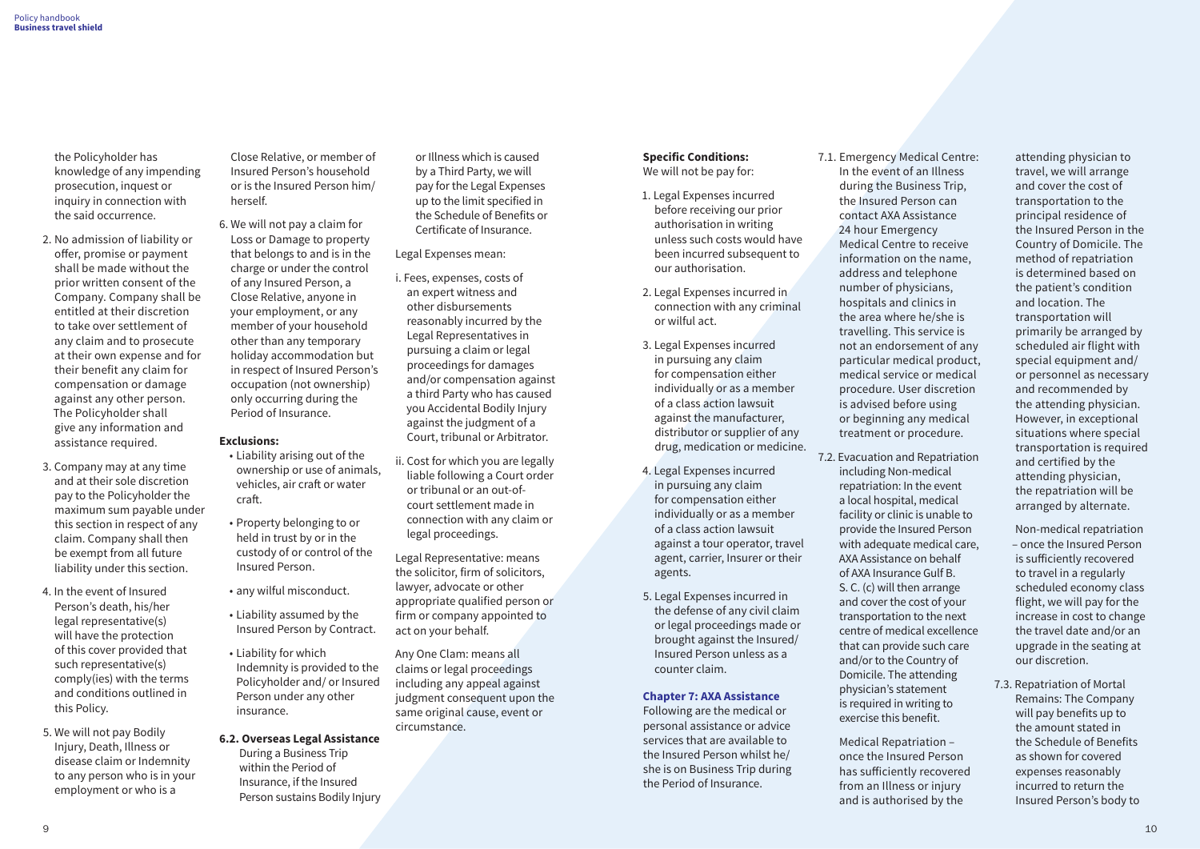the Policyholder has knowledge of any impending prosecution, inquest or inquiry in connection with the said occurrence.

2. No admission of liability or offer, promise or payment shall be made without the prior written consent of the Company. Company shall be entitled at their discretion to take over settlement of any claim and to prosecute at their own expense and for their benefit any claim for compensation or damage against any other person. The Policyholder shall give any information and assistance required.

3. Company may at any time and at their sole discretion pay to the Policyholder the maximum sum payable under this section in respect of any claim. Company shall then be exempt from all future liability under this section.

4. In the event of Insured Person's death, his/her legal representative(s) will have the protection of this cover provided that such representative(s) comply(ies) with the terms and conditions outlined in this Policy.

5. We will not pay Bodily Injury, Death, Illness or disease claim or Indemnity to any person who is in your employment or who is a Close Relative, or member of Insured Person's household or is the Insured Person him/herself.

6. We will not pay a claim for Loss or Damage to property that belongs to and is in the charge or under the control of any Insured Person, a Close Relative, anyone in your employment, or any member of your household other than any temporary holiday accommodation but in respect of Insured Person's occupation (not ownership) only occurring during the Period of Insurance.

**Exclusions:**

- Liability arising out of the ownership or use of animals, vehicles, air craft or water craft.
- Property belonging to or held in trust by or in the custody of or control of the Insured Person.
- any wilful misconduct.
- Liability assumed by the Insured Person by Contract.
- Liability for which Indemnity is provided to the Policyholder and/ or Insured Person under any other insurance.

### 6.2. Overseas Legal Assistance

During a Business Trip within the Period of Insurance, if the Insured Person sustains Bodily Injury or Illness which is caused by a Third Party, we will pay for the Legal Expenses up to the limit specified in the Schedule of Benefits or Certificate of Insurance.

Legal Expenses mean:

i. Fees, expenses, costs of an expert witness and other disbursements reasonably incurred by the Legal Representatives in pursuing a claim or legal proceedings for damages and/or compensation against a third Party who has caused you Accidental Bodily Injury against the judgment of a Court, tribunal or Arbitrator.

ii. Cost for which you are legally liable following a Court order or tribunal or an out-of-court settlement made in connection with any claim or legal proceedings.

Legal Representative: means the solicitor, firm of solicitors, lawyer, advocate or other appropriate qualified person or firm or company appointed to act on your behalf.

Any One Clam: means all claims or legal proceedings including any appeal against judgment consequent upon the same original cause, event or circumstance.

**Specific Conditions:**
We will not be pay for:

1. Legal Expenses incurred before receiving our prior authorisation in writing unless such costs would have been incurred subsequent to our authorisation.

2. Legal Expenses incurred in connection with any criminal or wilful act.

3. Legal Expenses incurred in pursuing any claim for compensation either individually or as a member of a class action lawsuit against the manufacturer, distributor or supplier of any drug, medication or medicine.

4. Legal Expenses incurred in pursuing any claim for compensation either individually or as a member of a class action lawsuit against a tour operator, travel agent, carrier, Insurer or their agents.

5. Legal Expenses incurred in the defense of any civil claim or legal proceedings made or brought against the Insured/ Insured Person unless as a counter claim.

## Chapter 7: AXA Assistance

Following are the medical or personal assistance or advice services that are available to the Insured Person whilst he/ she is on Business Trip during the Period of Insurance.

7.1. Emergency Medical Centre: In the event of an Illness during the Business Trip, the Insured Person can contact AXA Assistance 24 hour Emergency Medical Centre to receive information on the name, address and telephone number of physicians, hospitals and clinics in the area where he/she is travelling. This service is not an endorsement of any particular medical product, medical service or medical procedure. User discretion is advised before using or beginning any medical treatment or procedure.

7.2. Evacuation and Repatriation including Non-medical repatriation: In the event a local hospital, medical facility or clinic is unable to provide the Insured Person with adequate medical care, AXA Assistance on behalf of AXA Insurance Gulf B. S. C. (c) will then arrange and cover the cost of your transportation to the next centre of medical excellence that can provide such care and/or to the Country of Domicile. The attending physician's statement is required in writing to exercise this benefit.

Medical Repatriation – once the Insured Person has sufficiently recovered from an Illness or injury and is authorised by the attending physician to travel, we will arrange and cover the cost of transportation to the principal residence of the Insured Person in the Country of Domicile. The method of repatriation is determined based on the patient's condition and location. The transportation will primarily be arranged by scheduled air flight with special equipment and/ or personnel as necessary and recommended by the attending physician. However, in exceptional situations where special transportation is required and certified by the attending physician, the repatriation will be arranged by alternate.

Non-medical repatriation – once the Insured Person is sufficiently recovered to travel in a regularly scheduled economy class flight, we will pay for the increase in cost to change the travel date and/or an upgrade in the seating at our discretion.

7.3. Repatriation of Mortal Remains: The Company will pay benefits up to the amount stated in the Schedule of Benefits as shown for covered expenses reasonably incurred to return the Insured Person's body to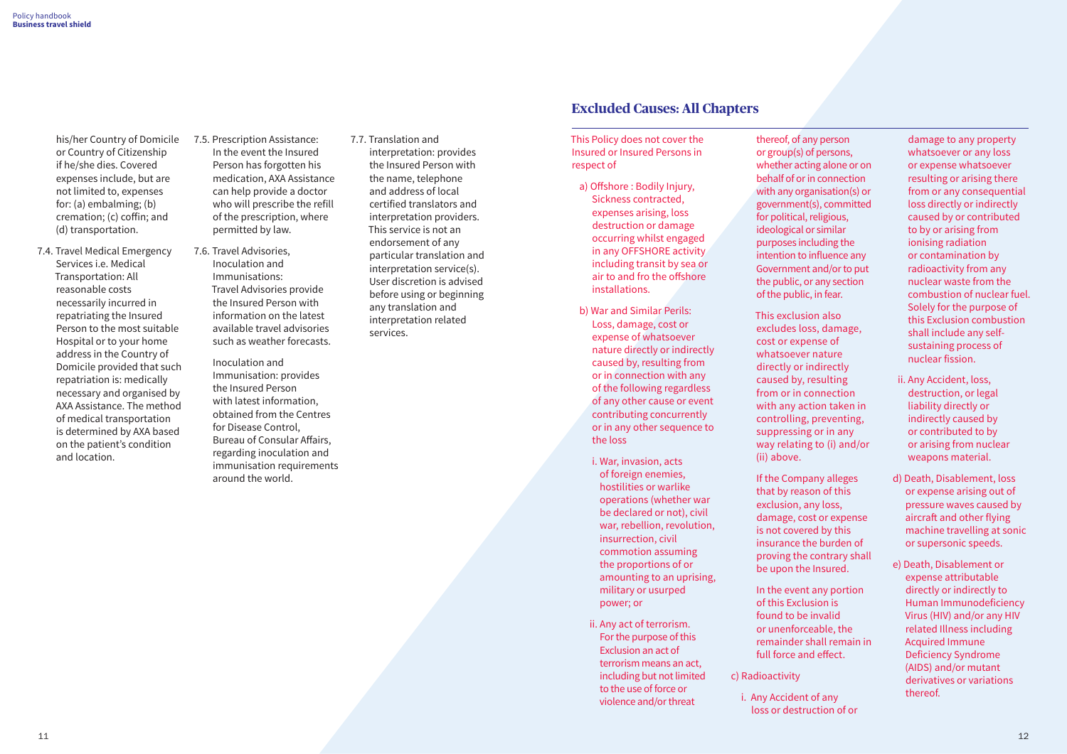his/her Country of Domicile or Country of Citizenship if he/she dies. Covered expenses include, but are not limited to, expenses for: (a) embalming; (b) cremation; (c) coffin; and (d) transportation.

7.4. Travel Medical Emergency Services i.e. Medical Transportation: All reasonable costs necessarily incurred in repatriating the Insured Person to the most suitable Hospital or to your home address in the Country of Domicile provided that such repatriation is: medically necessary and organised by AXA Assistance. The method of medical transportation is determined by AXA based on the patient's condition and location.

7.5. Prescription Assistance: In the event the Insured Person has forgotten his medication, AXA Assistance can help provide a doctor who will prescribe the refill of the prescription, where permitted by law.

7.6. Travel Advisories, Inoculation and Immunisations: Travel Advisories provide the Insured Person with information on the latest available travel advisories such as weather forecasts.

Inoculation and Immunisation: provides the Insured Person with latest information, obtained from the Centres for Disease Control, Bureau of Consular Affairs, regarding inoculation and immunisation requirements around the world.

7.7. Translation and interpretation: provides the Insured Person with the name, telephone and address of local certified translators and interpretation providers. This service is not an endorsement of any particular translation and interpretation service(s). User discretion is advised before using or beginning any translation and interpretation related services.

## Excluded Causes: All Chapters

This Policy does not cover the Insured or Insured Persons in respect of

a) Offshore : Bodily Injury, Sickness contracted, expenses arising, loss destruction or damage occurring whilst engaged in any OFFSHORE activity including transit by sea or air to and fro the offshore installations.

b) War and Similar Perils: Loss, damage, cost or expense of whatsoever nature directly or indirectly caused by, resulting from or in connection with any of the following regardless of any other cause or event contributing concurrently or in any other sequence to the loss

i. War, invasion, acts of foreign enemies, hostilities or warlike operations (whether war be declared or not), civil war, rebellion, revolution, insurrection, civil commotion assuming the proportions of or amounting to an uprising, military or usurped power; or

ii. Any act of terrorism. For the purpose of this Exclusion an act of terrorism means an act, including but not limited to the use of force or violence and/or threat thereof, of any person or group(s) of persons, whether acting alone or on behalf of or in connection with any organisation(s) or government(s), committed for political, religious, ideological or similar purposes including the intention to influence any Government and/or to put the public, or any section of the public, in fear.

This exclusion also excludes loss, damage, cost or expense of whatsoever nature directly or indirectly caused by, resulting from or in connection with any action taken in controlling, preventing, suppressing or in any way relating to (i) and/or (ii) above.

If the Company alleges that by reason of this exclusion, any loss, damage, cost or expense is not covered by this insurance the burden of proving the contrary shall be upon the Insured.

In the event any portion of this Exclusion is found to be invalid or unenforceable, the remainder shall remain in full force and effect.

c) Radioactivity

i. Any Accident of any loss or destruction of or damage to any property whatsoever or any loss or expense whatsoever resulting or arising there from or any consequential loss directly or indirectly caused by or contributed to by or arising from ionising radiation or contamination by radioactivity from any nuclear waste from the combustion of nuclear fuel. Solely for the purpose of this Exclusion combustion shall include any self-sustaining process of nuclear fission.

ii. Any Accident, loss, destruction, or legal liability directly or indirectly caused by or contributed to by or arising from nuclear weapons material.

d) Death, Disablement, loss or expense arising out of pressure waves caused by aircraft and other flying machine travelling at sonic or supersonic speeds.

e) Death, Disablement or expense attributable directly or indirectly to Human Immunodeficiency Virus (HIV) and/or any HIV related Illness including Acquired Immune Deficiency Syndrome (AIDS) and/or mutant derivatives or variations thereof.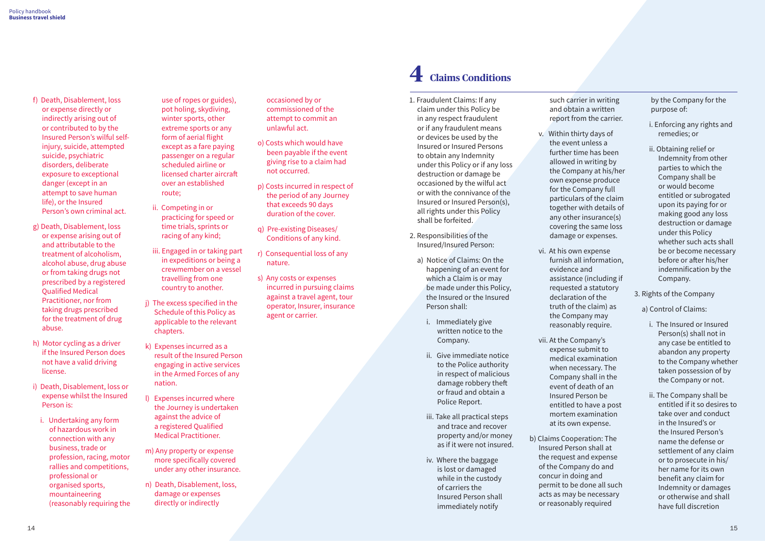f) Death, Disablement, loss or expense directly or indirectly arising out of or contributed to by the Insured Person's wilful self-injury, suicide, attempted suicide, psychiatric disorders, deliberate exposure to exceptional danger (except in an attempt to save human life), or the Insured Person's own criminal act.

g) Death, Disablement, loss or expense arising out of and attributable to the treatment of alcoholism, alcohol abuse, drug abuse or from taking drugs not prescribed by a registered Qualified Medical Practitioner, nor from taking drugs prescribed for the treatment of drug abuse.

h) Motor cycling as a driver if the Insured Person does not have a valid driving license.

i) Death, Disablement, loss or expense whilst the Insured Person is:

   i. Undertaking any form of hazardous work in connection with any business, trade or profession, racing, motor rallies and competitions, professional or organised sports, mountaineering (reasonably requiring the use of ropes or guides), pot holing, skydiving, winter sports, other extreme sports or any form of aerial flight except as a fare paying passenger on a regular scheduled airline or licensed charter aircraft over an established route;

   ii. Competing in or practicing for speed or time trials, sprints or racing of any kind;

   iii. Engaged in or taking part in expeditions or being a crewmember on a vessel travelling from one country to another.

j) The excess specified in the Schedule of this Policy as applicable to the relevant chapters.

k) Expenses incurred as a result of the Insured Person engaging in active services in the Armed Forces of any nation.

l) Expenses incurred where the Journey is undertaken against the advice of a registered Qualified Medical Practitioner.

m) Any property or expense more specifically covered under any other insurance.

n) Death, Disablement, loss, damage or expenses directly or indirectly occasioned by or commissioned of the attempt to commit an unlawful act.

o) Costs which would have been payable if the event giving rise to a claim had not occurred.

p) Costs incurred in respect of the period of any Journey that exceeds 90 days duration of the cover.

q) Pre-existing Diseases/ Conditions of any kind.

r) Consequential loss of any nature.

s) Any costs or expenses incurred in pursuing claims against a travel agent, tour operator, Insurer, insurance agent or carrier.

# 4 Claims Conditions

1. Fraudulent Claims: If any claim under this Policy be in any respect fraudulent or if any fraudulent means or devices be used by the Insured or Insured Persons to obtain any Indemnity under this Policy or if any loss destruction or damage be occasioned by the wilful act or with the connivance of the Insured or Insured Person(s), all rights under this Policy shall be forfeited.

2. Responsibilities of the Insured/Insured Person:

   a) Notice of Claims: On the happening of an event for which a Claim is or may be made under this Policy, the Insured or the Insured Person shall:

      i. Immediately give written notice to the Company.

      ii. Give immediate notice to the Police authority in respect of malicious damage robbery theft or fraud and obtain a Police Report.

      iii. Take all practical steps and trace and recover property and/or money as if it were not insured.

      iv. Where the baggage is lost or damaged while in the custody of carriers the Insured Person shall immediately notify such carrier in writing and obtain a written report from the carrier.

      v. Within thirty days of the event unless a further time has been allowed in writing by the Company at his/her own expense produce for the Company full particulars of the claim together with details of any other insurance(s) covering the same loss damage or expenses.

      vi. At his own expense furnish all information, evidence and assistance (including if requested a statutory declaration of the truth of the claim) as the Company may reasonably require.

      vii. At the Company's expense submit to medical examination when necessary. The Company shall in the event of death of an Insured Person be entitled to have a post mortem examination at its own expense.

   b) Claims Cooperation: The Insured Person shall at the request and expense of the Company do and concur in doing and permit to be done all such acts as may be necessary or reasonably required by the Company for the purpose of:

      i. Enforcing any rights and remedies; or

      ii. Obtaining relief or Indemnity from other parties to which the Company shall be or would become entitled or subrogated upon its paying for or making good any loss destruction or damage under this Policy whether such acts shall be or become necessary before or after his/her indemnification by the Company.

3. Rights of the Company

   a) Control of Claims:

      i. The Insured or Insured Person(s) shall not in any case be entitled to abandon any property to the Company whether taken possession of by the Company or not.

      ii. The Company shall be entitled if it so desires to take over and conduct in the Insured's or the Insured Person's name the defense or settlement of any claim or to prosecute in his/ her name for its own benefit any claim for Indemnity or damages or otherwise and shall have full discretion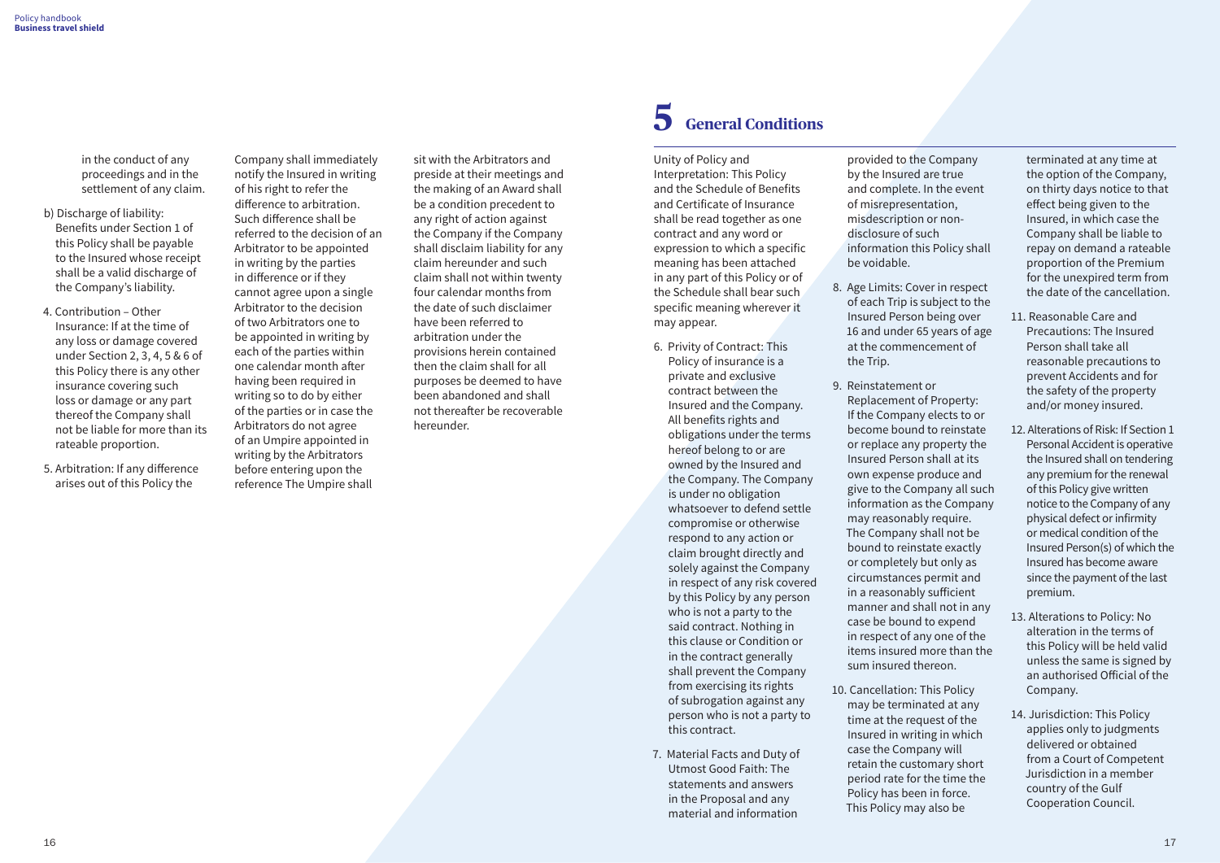in the conduct of any proceedings and in the settlement of any claim.

b) Discharge of liability: Benefits under Section 1 of this Policy shall be payable to the Insured whose receipt shall be a valid discharge of the Company's liability.

4. Contribution – Other Insurance: If at the time of any loss or damage covered under Section 2, 3, 4, 5 & 6 of this Policy there is any other insurance covering such loss or damage or any part thereof the Company shall not be liable for more than its rateable proportion.

5. Arbitration: If any difference arises out of this Policy the Company shall immediately notify the Insured in writing of his right to refer the difference to arbitration. Such difference shall be referred to the decision of an Arbitrator to be appointed in writing by the parties in difference or if they cannot agree upon a single Arbitrator to the decision of two Arbitrators one to be appointed in writing by each of the parties within one calendar month after having been required in writing so to do by either of the parties or in case the Arbitrators do not agree of an Umpire appointed in writing by the Arbitrators before entering upon the reference The Umpire shall sit with the Arbitrators and preside at their meetings and the making of an Award shall be a condition precedent to any right of action against the Company if the Company shall disclaim liability for any claim hereunder and such claim shall not within twenty four calendar months from the date of such disclaimer have been referred to arbitration under the provisions herein contained then the claim shall for all purposes be deemed to have been abandoned and shall not thereafter be recoverable hereunder.

# 5 General Conditions

Unity of Policy and Interpretation: This Policy and the Schedule of Benefits and Certificate of Insurance shall be read together as one contract and any word or expression to which a specific meaning has been attached in any part of this Policy or of the Schedule shall bear such specific meaning wherever it may appear.

6. Privity of Contract: This Policy of insurance is a private and exclusive contract between the Insured and the Company. All benefits rights and obligations under the terms hereof belong to or are owned by the Insured and the Company. The Company is under no obligation whatsoever to defend settle compromise or otherwise respond to any action or claim brought directly and solely against the Company in respect of any risk covered by this Policy by any person who is not a party to the said contract. Nothing in this clause or Condition or in the contract generally shall prevent the Company from exercising its rights of subrogation against any person who is not a party to this contract.

7. Material Facts and Duty of Utmost Good Faith: The statements and answers in the Proposal and any material and information provided to the Company by the Insured are true and complete. In the event of misrepresentation, misdescription or non-disclosure of such information this Policy shall be voidable.

8. Age Limits: Cover in respect of each Trip is subject to the Insured Person being over 16 and under 65 years of age at the commencement of the Trip.

9. Reinstatement or Replacement of Property: If the Company elects to or become bound to reinstate or replace any property the Insured Person shall at its own expense produce and give to the Company all such information as the Company may reasonably require. The Company shall not be bound to reinstate exactly or completely but only as circumstances permit and in a reasonably sufficient manner and shall not in any case be bound to expend in respect of any one of the items insured more than the sum insured thereon.

10. Cancellation: This Policy may be terminated at any time at the request of the Insured in writing in which case the Company will retain the customary short period rate for the time the Policy has been in force. This Policy may also be terminated at any time at the option of the Company, on thirty days notice to that effect being given to the Insured, in which case the Company shall be liable to repay on demand a rateable proportion of the Premium for the unexpired term from the date of the cancellation.

11. Reasonable Care and Precautions: The Insured Person shall take all reasonable precautions to prevent Accidents and for the safety of the property and/or money insured.

12. Alterations of Risk: If Section 1 Personal Accident is operative the Insured shall on tendering any premium for the renewal of this Policy give written notice to the Company of any physical defect or infirmity or medical condition of the Insured Person(s) of which the Insured has become aware since the payment of the last premium.

13. Alterations to Policy: No alteration in the terms of this Policy will be held valid unless the same is signed by an authorised Official of the Company.

14. Jurisdiction: This Policy applies only to judgments delivered or obtained from a Court of Competent Jurisdiction in a member country of the Gulf Cooperation Council.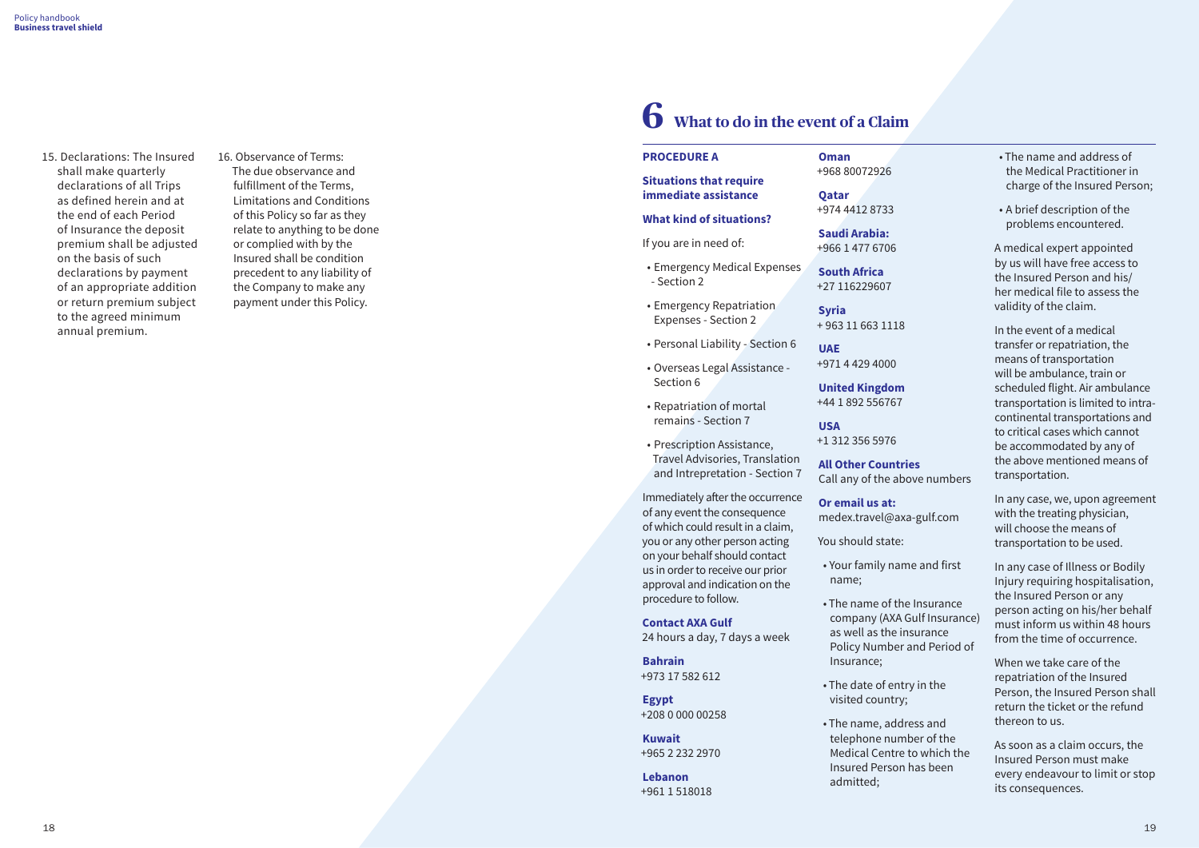15. Declarations: The Insured shall make quarterly declarations of all Trips as defined herein and at the end of each Period of Insurance the deposit premium shall be adjusted on the basis of such declarations by payment of an appropriate addition or return premium subject to the agreed minimum annual premium.

16. Observance of Terms: The due observance and fulfillment of the Terms, Limitations and Conditions of this Policy so far as they relate to anything to be done or complied with by the Insured shall be condition precedent to any liability of the Company to make any payment under this Policy.

# 6 What to do in the event of a Claim

**PROCEDURE A**

**Situations that require immediate assistance**

**What kind of situations?**

If you are in need of:

- Emergency Medical Expenses - Section 2
- Emergency Repatriation Expenses - Section 2
- Personal Liability - Section 6
- Overseas Legal Assistance - Section 6
- Repatriation of mortal remains - Section 7
- Prescription Assistance, Travel Advisories, Translation and Intrepretation - Section 7

Immediately after the occurrence of any event the consequence of which could result in a claim, you or any other person acting on your behalf should contact us in order to receive our prior approval and indication on the procedure to follow.

**Contact AXA Gulf**
24 hours a day, 7 days a week

**Bahrain**
+973 17 582 612

**Egypt**
+208 0 000 00258

**Kuwait**
+965 2 232 2970

**Lebanon**
+961 1 518018

**Oman**
+968 80072926

**Qatar**
+974 4412 8733

**Saudi Arabia:**
+966 1 477 6706

**South Africa**
+27 116229607

**Syria**
+ 963 11 663 1118

**UAE**
+971 4 429 4000

**United Kingdom**
+44 1 892 556767

**USA**
+1 312 356 5976

**All Other Countries**
Call any of the above numbers

**Or email us at:**
medex.travel@axa-gulf.com

You should state:

- Your family name and first name;
- The name of the Insurance company (AXA Gulf Insurance) as well as the insurance Policy Number and Period of Insurance;
- The date of entry in the visited country;
- The name, address and telephone number of the Medical Centre to which the Insured Person has been admitted;
- The name and address of the Medical Practitioner in charge of the Insured Person;
- A brief description of the problems encountered.

A medical expert appointed by us will have free access to the Insured Person and his/her medical file to assess the validity of the claim.

In the event of a medical transfer or repatriation, the means of transportation will be ambulance, train or scheduled flight. Air ambulance transportation is limited to intra-continental transportations and to critical cases which cannot be accommodated by any of the above mentioned means of transportation.

In any case, we, upon agreement with the treating physician, will choose the means of transportation to be used.

In any case of Illness or Bodily Injury requiring hospitalisation, the Insured Person or any person acting on his/her behalf must inform us within 48 hours from the time of occurrence.

When we take care of the repatriation of the Insured Person, the Insured Person shall return the ticket or the refund thereon to us.

As soon as a claim occurs, the Insured Person must make every endeavour to limit or stop its consequences.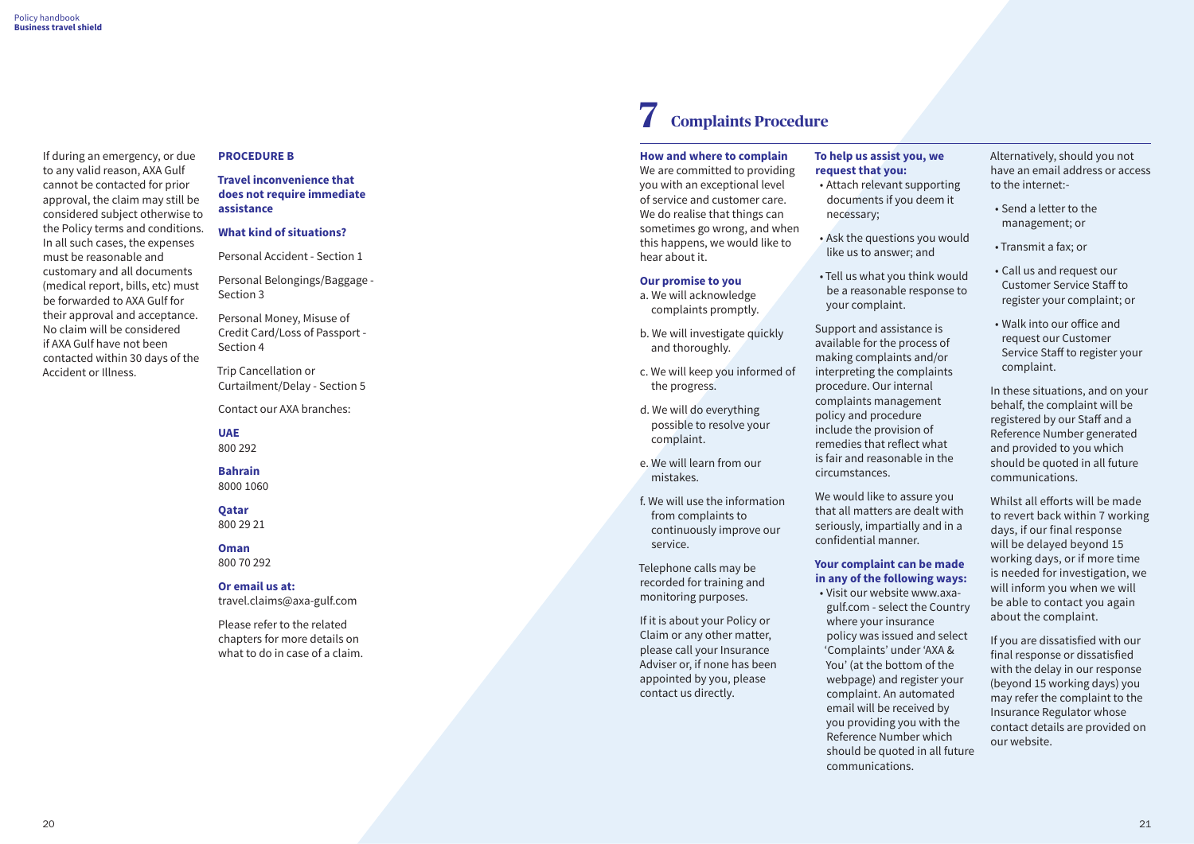If during an emergency, or due to any valid reason, AXA Gulf cannot be contacted for prior approval, the claim may still be considered subject otherwise to the Policy terms and conditions. In all such cases, the expenses must be reasonable and customary and all documents (medical report, bills, etc) must be forwarded to AXA Gulf for their approval and acceptance. No claim will be considered if AXA Gulf have not been contacted within 30 days of the Accident or Illness.

**PROCEDURE B**

**Travel inconvenience that does not require immediate assistance**

**What kind of situations?**

Personal Accident - Section 1

Personal Belongings/Baggage - Section 3

Personal Money, Misuse of Credit Card/Loss of Passport - Section 4

Trip Cancellation or Curtailment/Delay - Section 5

Contact our AXA branches:

**UAE**
800 292

**Bahrain**
8000 1060

**Qatar**
800 29 21

**Oman**
800 70 292

**Or email us at:**
travel.claims@axa-gulf.com

Please refer to the related chapters for more details on what to do in case of a claim.

# 7 Complaints Procedure

**How and where to complain**

We are committed to providing you with an exceptional level of service and customer care. We do realise that things can sometimes go wrong, and when this happens, we would like to hear about it.

**Our promise to you**

a. We will acknowledge complaints promptly.

b. We will investigate quickly and thoroughly.

c. We will keep you informed of the progress.

d. We will do everything possible to resolve your complaint.

e. We will learn from our mistakes.

f. We will use the information from complaints to continuously improve our service.

Telephone calls may be recorded for training and monitoring purposes.

If it is about your Policy or Claim or any other matter, please call your Insurance Adviser or, if none has been appointed by you, please contact us directly.

**To help us assist you, we request that you:**

- Attach relevant supporting documents if you deem it necessary;
- Ask the questions you would like us to answer; and
- Tell us what you think would be a reasonable response to your complaint.

Support and assistance is available for the process of making complaints and/or interpreting the complaints procedure. Our internal complaints management policy and procedure include the provision of remedies that reflect what is fair and reasonable in the circumstances.

We would like to assure you that all matters are dealt with seriously, impartially and in a confidential manner.

**Your complaint can be made in any of the following ways:**

- Visit our website www.axa-gulf.com - select the Country where your insurance policy was issued and select 'Complaints' under 'AXA & You' (at the bottom of the webpage) and register your complaint. An automated email will be received by you providing you with the Reference Number which should be quoted in all future communications.

Alternatively, should you not have an email address or access to the internet:-

- Send a letter to the management; or
- Transmit a fax; or
- Call us and request our Customer Service Staff to register your complaint; or
- Walk into our office and request our Customer Service Staff to register your complaint.

In these situations, and on your behalf, the complaint will be registered by our Staff and a Reference Number generated and provided to you which should be quoted in all future communications.

Whilst all efforts will be made to revert back within 7 working days, if our final response will be delayed beyond 15 working days, or if more time is needed for investigation, we will inform you when we will be able to contact you again about the complaint.

If you are dissatisfied with our final response or dissatisfied with the delay in our response (beyond 15 working days) you may refer the complaint to the Insurance Regulator whose contact details are provided on our website.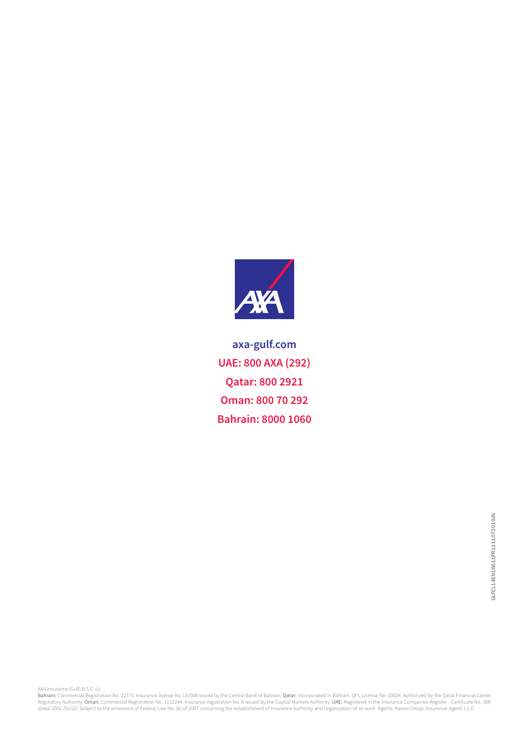**axa-gulf.com**

**UAE: 800 AXA (292)**

**Qatar: 800 2921**

**Oman: 800 70 292**

**Bahrain: 8000 1060**

GLFCL14EN16611PR1111072019JN

AXA Insurance (Gulf) B.S.C. (c)

**Bahrain:** Commercial Registration No. 22373. Insurance license No. LII/008 issued by the Central Bank of Bahrain. **Qatar:** Incorporated in Bahrain. QFC License No. 00024. Authorized by the Qatar Financial Center Regulatory Authority. **Oman:** Commercial Registration No. 1112244. Insurance registration No. 6 issued by the Capital Markets Authority. **UAE:** Registered in the Insurance Companies Register - Certificate No. (69) dated 2002 /01/22. Subject to the provisions of Federal Law No. (6) of 2007 concerning the establishment of Insurance Authority and Organization of its work. Agents: Kanoo Group (Insurance Agent) L.L.C